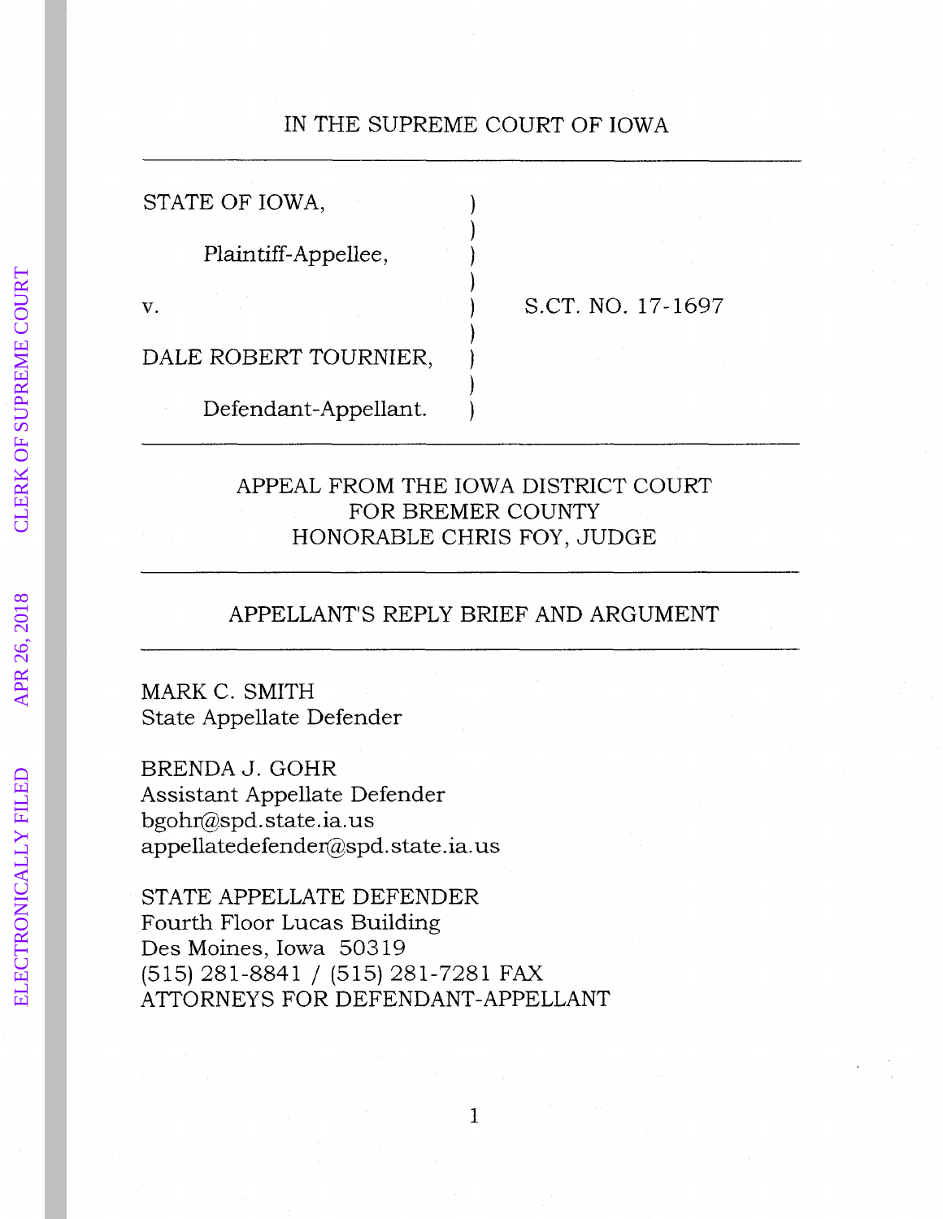IN THE SUPREME COURT OF IOWA

| | | |
|---|---|---|
| STATE OF IOWA, | ) | |
| Plaintiff-Appellee, | ) | |
| v. | ) | S.CT. NO. 17-1697 |
| DALE ROBERT TOURNIER, | ) | |
| Defendant-Appellant. | ) | |

APPEAL FROM THE IOWA DISTRICT COURT
FOR BREMER COUNTY
HONORABLE CHRIS FOY, JUDGE

APPELLANT'S REPLY BRIEF AND ARGUMENT

MARK C. SMITH
State Appellate Defender

BRENDA J. GOHR
Assistant Appellate Defender
bgohr@spd.state.ia.us
appellatedefender@spd.state.ia.us

STATE APPELLATE DEFENDER
Fourth Floor Lucas Building
Des Moines, Iowa 50319
(515) 281-8841 / (515) 281-7281 FAX
ATTORNEYS FOR DEFENDANT-APPELLANT

ELECTRONICALLY FILED APR 26, 2018 CLERK OF SUPREME COURT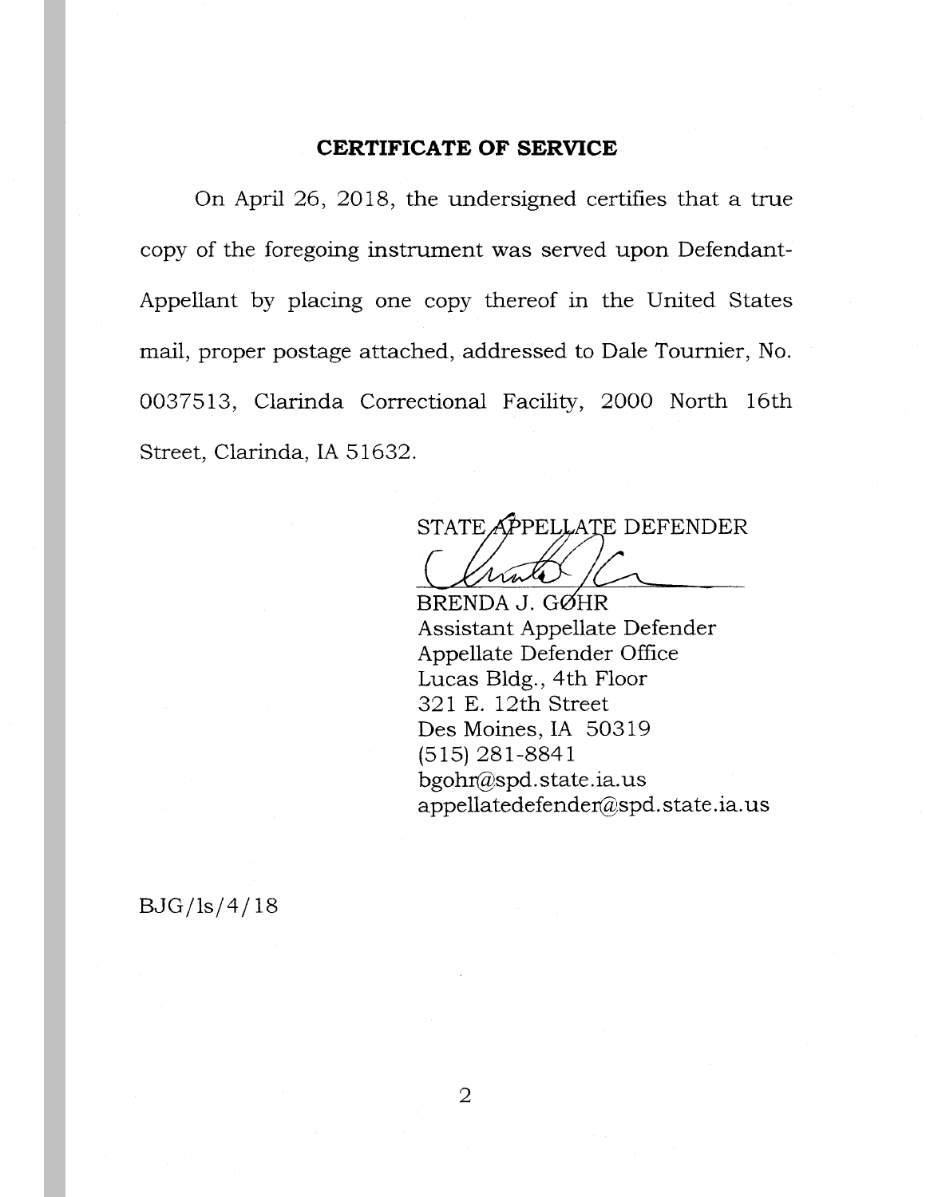## CERTIFICATE OF SERVICE

On April 26, 2018, the undersigned certifies that a true copy of the foregoing instrument was served upon Defendant-Appellant by placing one copy thereof in the United States mail, proper postage attached, addressed to Dale Tournier, No. 0037513, Clarinda Correctional Facility, 2000 North 16th Street, Clarinda, IA 51632.

STATE APPELLATE DEFENDER

BRENDA J. GØHR
Assistant Appellate Defender
Appellate Defender Office
Lucas Bldg., 4th Floor
321 E. 12th Street
Des Moines, IA 50319
(515) 281-8841
bgohr@spd.state.ia.us
appellatedefender@spd.state.ia.us

BJG/ls/4/18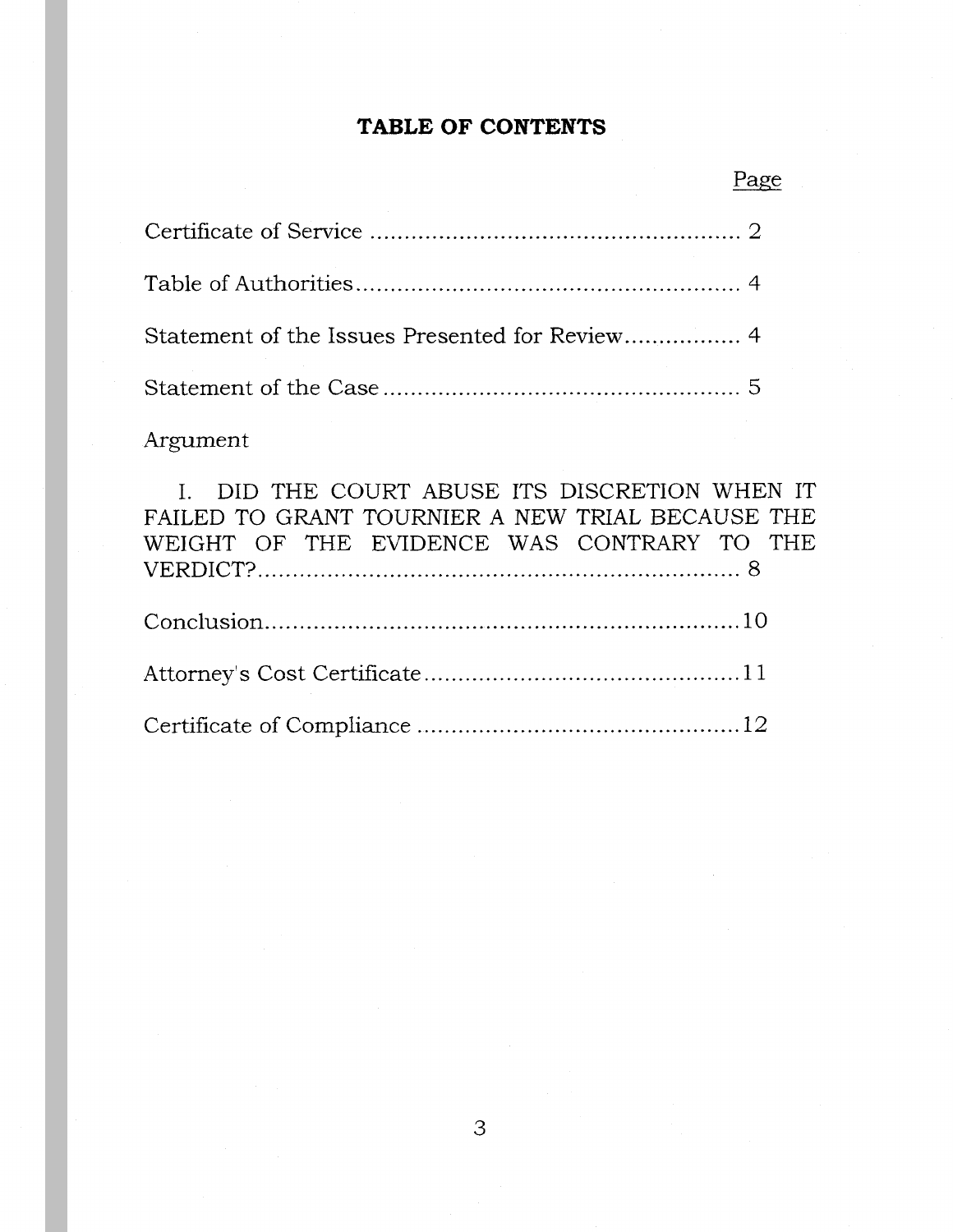# TABLE OF CONTENTS

Page

Certificate of Service ........................................................ 2

Table of Authorities........................................................... 4

Statement of the Issues Presented for Review................. 4

Statement of the Case....................................................... 5

Argument

I. DID THE COURT ABUSE ITS DISCRETION WHEN IT FAILED TO GRANT TOURNIER A NEW TRIAL BECAUSE THE WEIGHT OF THE EVIDENCE WAS CONTRARY TO THE VERDICT?.......................................................................... 8

Conclusion......................................................................10

Attorney's Cost Certificate...............................................11

Certificate of Compliance ................................................12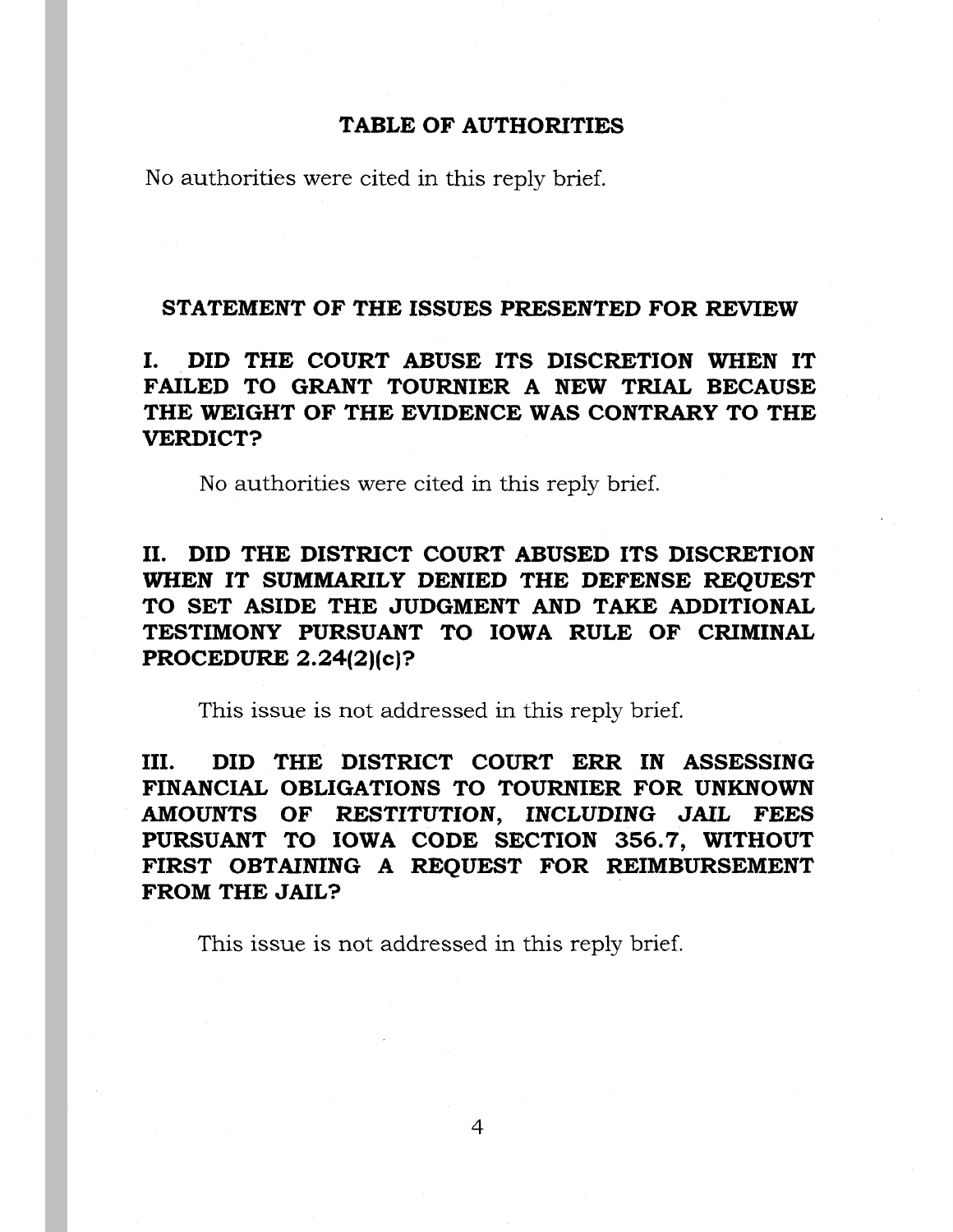## TABLE OF AUTHORITIES

No authorities were cited in this reply brief.

## STATEMENT OF THE ISSUES PRESENTED FOR REVIEW

### I. DID THE COURT ABUSE ITS DISCRETION WHEN IT FAILED TO GRANT TOURNIER A NEW TRIAL BECAUSE THE WEIGHT OF THE EVIDENCE WAS CONTRARY TO THE VERDICT?

No authorities were cited in this reply brief.

### II. DID THE DISTRICT COURT ABUSED ITS DISCRETION WHEN IT SUMMARILY DENIED THE DEFENSE REQUEST TO SET ASIDE THE JUDGMENT AND TAKE ADDITIONAL TESTIMONY PURSUANT TO IOWA RULE OF CRIMINAL PROCEDURE 2.24(2)(c)?

This issue is not addressed in this reply brief.

### III. DID THE DISTRICT COURT ERR IN ASSESSING FINANCIAL OBLIGATIONS TO TOURNIER FOR UNKNOWN AMOUNTS OF RESTITUTION, *INCLUDING* JAIL FEES PURSUANT TO IOWA CODE SECTION 356.7, WITHOUT FIRST OBTAINING A REQUEST FOR REIMBURSEMENT FROM THE JAIL?

This issue is not addressed in this reply brief.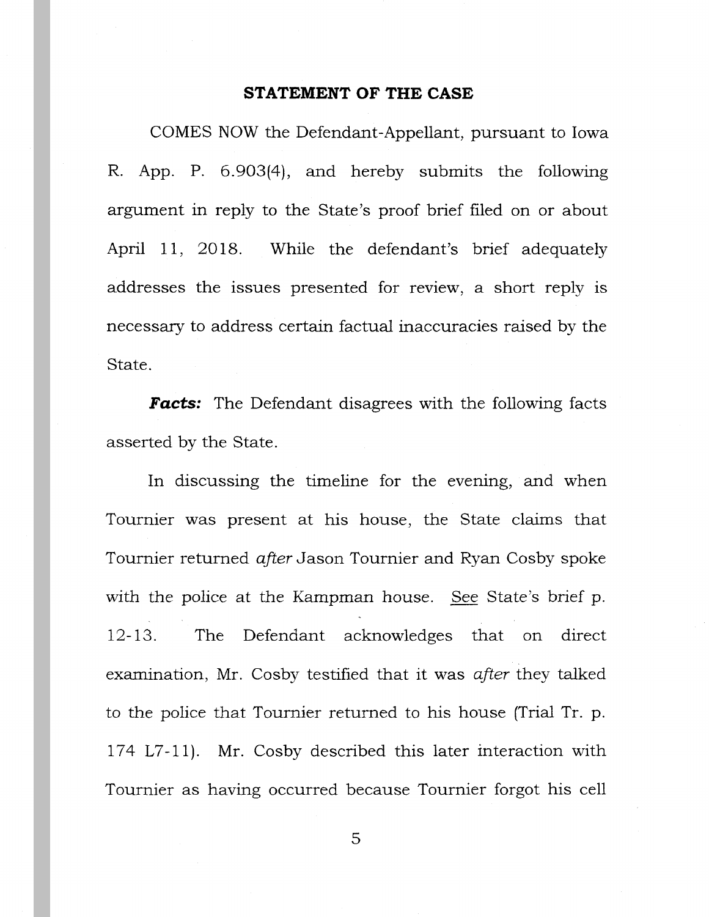## STATEMENT OF THE CASE

COMES NOW the Defendant-Appellant, pursuant to Iowa R. App. P. 6.903(4), and hereby submits the following argument in reply to the State's proof brief filed on or about April 11, 2018. While the defendant's brief adequately addresses the issues presented for review, a short reply is necessary to address certain factual inaccuracies raised by the State.

***Facts:*** The Defendant disagrees with the following facts asserted by the State.

In discussing the timeline for the evening, and when Tournier was present at his house, the State claims that Tournier returned *after* Jason Tournier and Ryan Cosby spoke with the police at the Kampman house. See State's brief p. 12-13. The Defendant acknowledges that on direct examination, Mr. Cosby testified that it was *after* they talked to the police that Tournier returned to his house (Trial Tr. p. 174 L7-11). Mr. Cosby described this later interaction with Tournier as having occurred because Tournier forgot his cell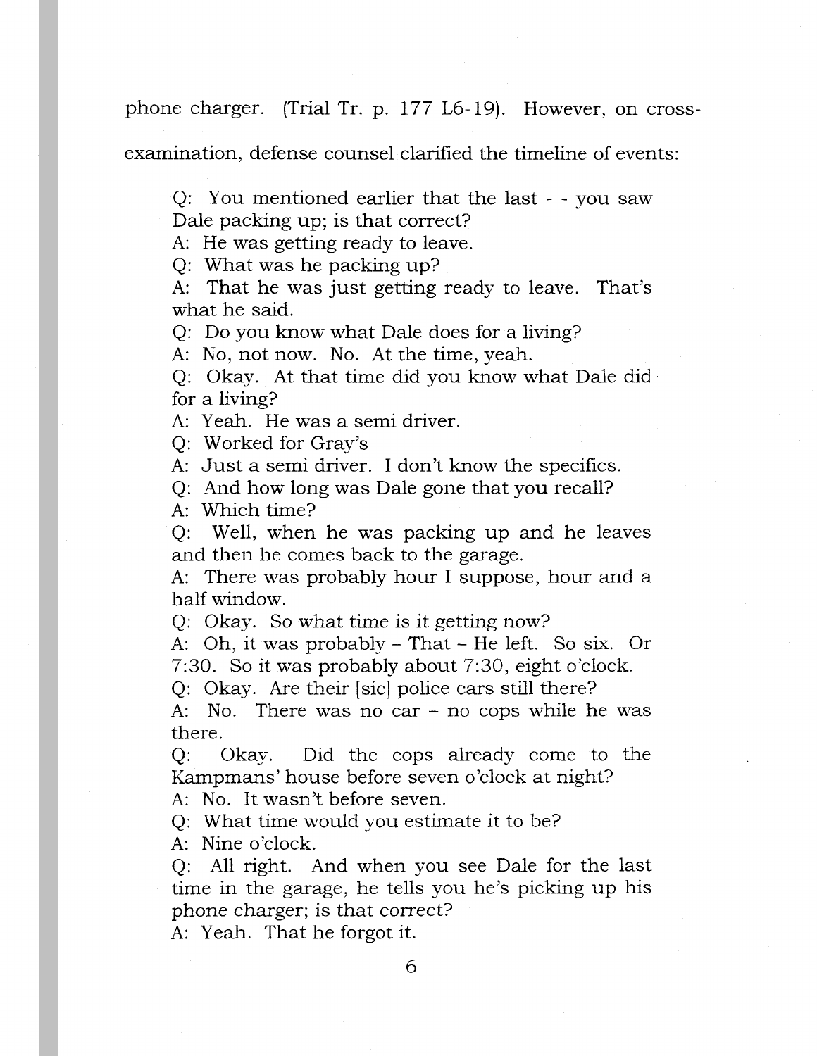phone charger. (Trial Tr. p. 177 L6-19). However, on cross-examination, defense counsel clarified the timeline of events:

> Q: You mentioned earlier that the last - - you saw Dale packing up; is that correct?
> A: He was getting ready to leave.
> Q: What was he packing up?
> A: That he was just getting ready to leave. That's what he said.
> Q: Do you know what Dale does for a living?
> A: No, not now. No. At the time, yeah.
> Q: Okay. At that time did you know what Dale did for a living?
> A: Yeah. He was a semi driver.
> Q: Worked for Gray's
> A: Just a semi driver. I don't know the specifics.
> Q: And how long was Dale gone that you recall?
> A: Which time?
> Q: Well, when he was packing up and he leaves and then he comes back to the garage.
> A: There was probably hour I suppose, hour and a half window.
> Q: Okay. So what time is it getting now?
> A: Oh, it was probably – That – He left. So six. Or 7:30. So it was probably about 7:30, eight o'clock.
> Q: Okay. Are their [sic] police cars still there?
> A: No. There was no car – no cops while he was there.
> Q: Okay. Did the cops already come to the Kampmans' house before seven o'clock at night?
> A: No. It wasn't before seven.
> Q: What time would you estimate it to be?
> A: Nine o'clock.
> Q: All right. And when you see Dale for the last time in the garage, he tells you he's picking up his phone charger; is that correct?
> A: Yeah. That he forgot it.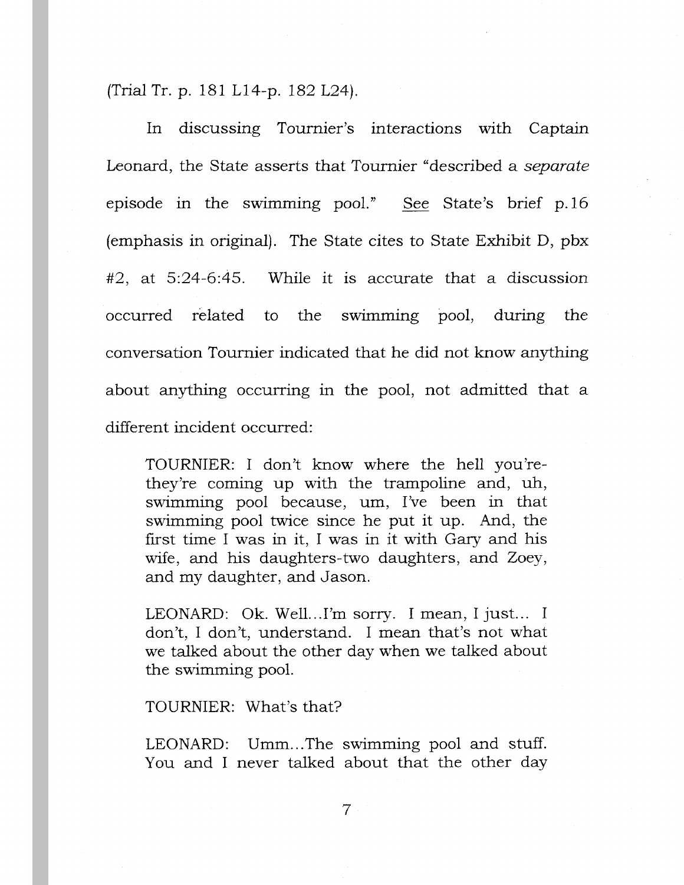(Trial Tr. p. 181 L14-p. 182 L24).

In discussing Tournier's interactions with Captain Leonard, the State asserts that Tournier "described a *separate* episode in the swimming pool." See State's brief p.16 (emphasis in original). The State cites to State Exhibit D, pbx #2, at 5:24-6:45. While it is accurate that a discussion occurred related to the swimming pool, during the conversation Tournier indicated that he did not know anything about anything occurring in the pool, not admitted that a different incident occurred:

> TOURNIER: I don't know where the hell you're-they're coming up with the trampoline and, uh, swimming pool because, um, I've been in that swimming pool twice since he put it up. And, the first time I was in it, I was in it with Gary and his wife, and his daughters-two daughters, and Zoey, and my daughter, and Jason.
>
> LEONARD: Ok. Well...I'm sorry. I mean, I just... I don't, I don't, understand. I mean that's not what we talked about the other day when we talked about the swimming pool.
>
> TOURNIER: What's that?
>
> LEONARD: Umm...The swimming pool and stuff. You and I never talked about that the other day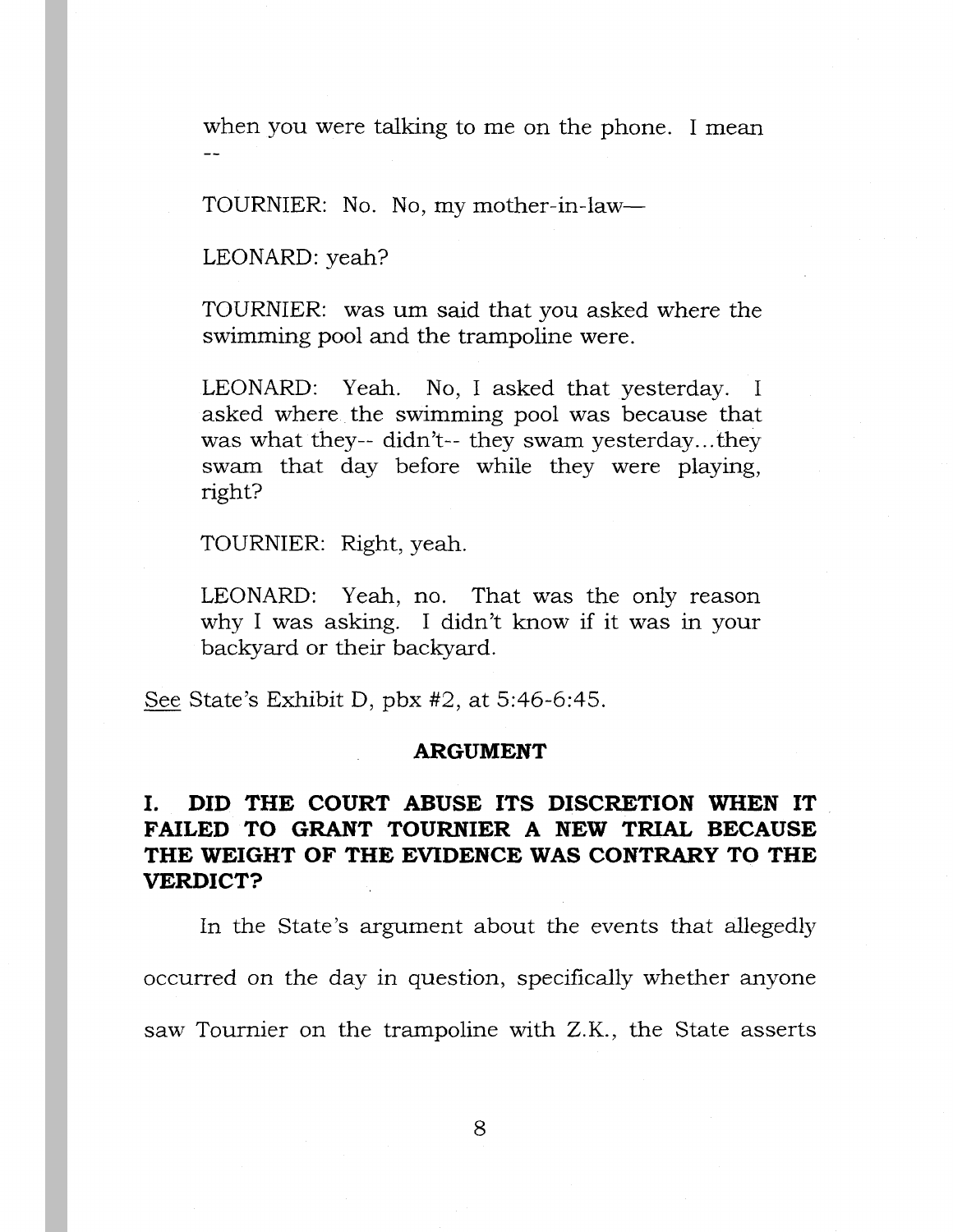when you were talking to me on the phone. I mean --

TOURNIER: No. No, my mother-in-law—

LEONARD: yeah?

TOURNIER: was um said that you asked where the swimming pool and the trampoline were.

LEONARD: Yeah. No, I asked that yesterday. I asked where the swimming pool was because that was what they-- didn't-- they swam yesterday...they swam that day before while they were playing, right?

TOURNIER: Right, yeah.

LEONARD: Yeah, no. That was the only reason why I was asking. I didn't know if it was in your backyard or their backyard.

See State's Exhibit D, pbx #2, at 5:46-6:45.

## ARGUMENT

### I. DID THE COURT ABUSE ITS DISCRETION WHEN IT FAILED TO GRANT TOURNIER A NEW TRIAL BECAUSE THE WEIGHT OF THE EVIDENCE WAS CONTRARY TO THE VERDICT?

In the State's argument about the events that allegedly occurred on the day in question, specifically whether anyone saw Tournier on the trampoline with Z.K., the State asserts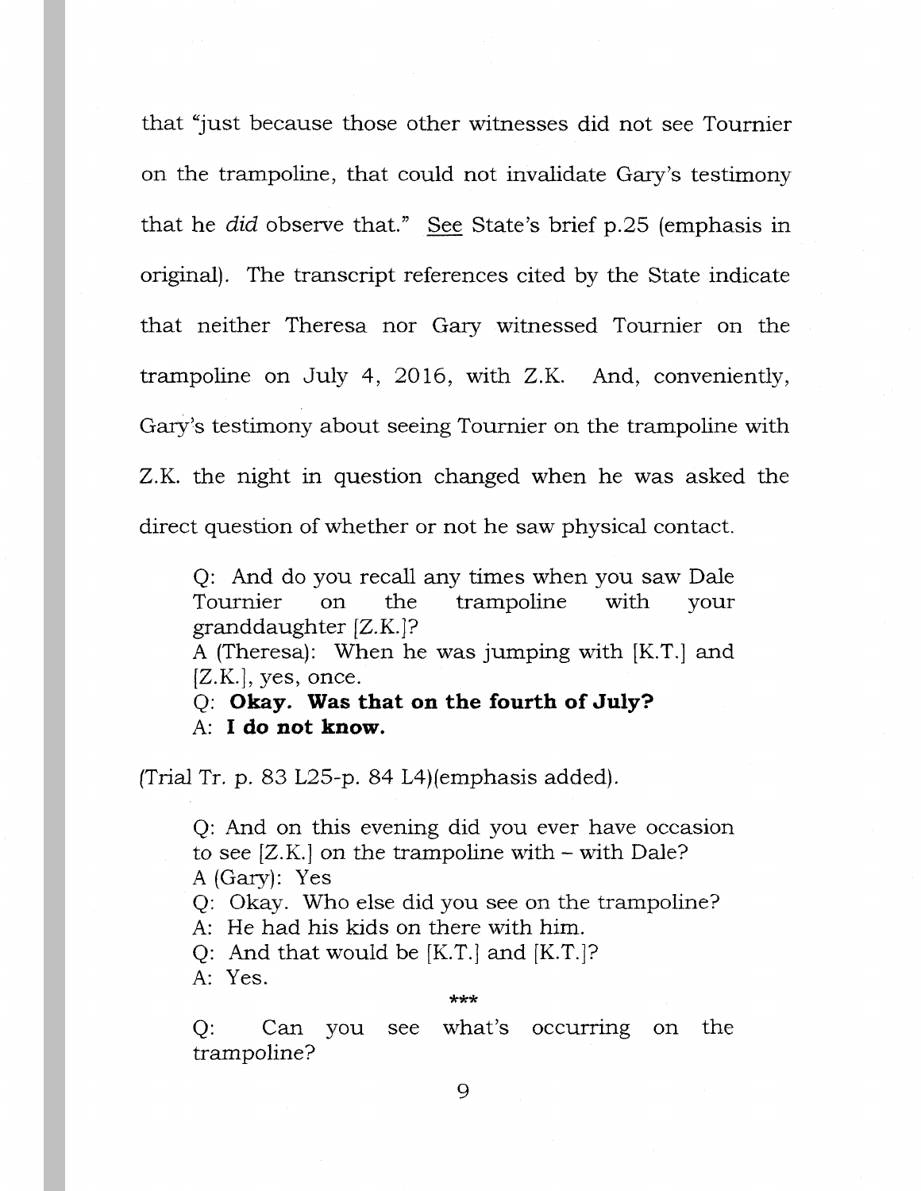that "just because those other witnesses did not see Tournier on the trampoline, that could not invalidate Gary's testimony that he *did* observe that." See State's brief p.25 (emphasis in original). The transcript references cited by the State indicate that neither Theresa nor Gary witnessed Tournier on the trampoline on July 4, 2016, with Z.K. And, conveniently, Gary's testimony about seeing Tournier on the trampoline with Z.K. the night in question changed when he was asked the direct question of whether or not he saw physical contact.

> Q: And do you recall any times when you saw Dale Tournier on the trampoline with your granddaughter [Z.K.]?
> A (Theresa): When he was jumping with [K.T.] and [Z.K.], yes, once.
> Q: **Okay. Was that on the fourth of July?**
> A: **I do not know.**

(Trial Tr. p. 83 L25-p. 84 L4)(emphasis added).

> Q: And on this evening did you ever have occasion to see [Z.K.] on the trampoline with – with Dale?
> A (Gary): Yes
> Q: Okay. Who else did you see on the trampoline?
> A: He had his kids on there with him.
> Q: And that would be [K.T.] and [K.T.]?
> A: Yes.
>
> ***
>
> Q: Can you see what's occurring on the trampoline?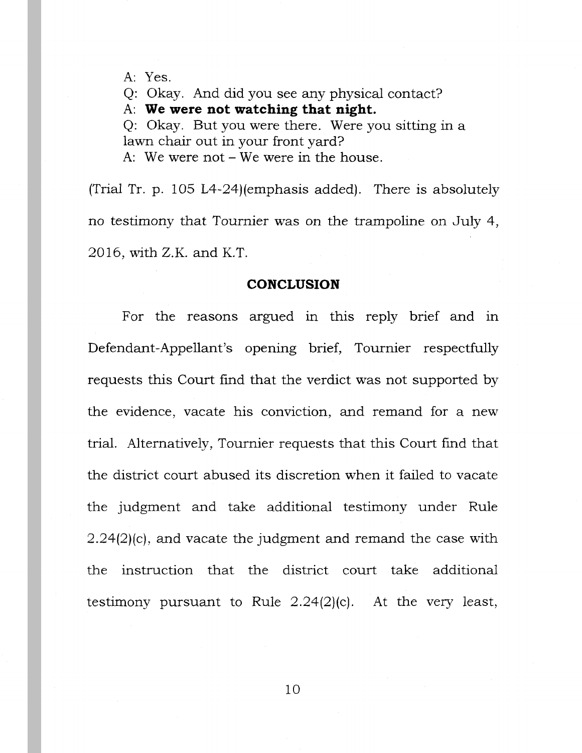A: Yes.
Q: Okay. And did you see any physical contact?
A: **We were not watching that night.**
Q: Okay. But you were there. Were you sitting in a lawn chair out in your front yard?
A: We were not – We were in the house.

(Trial Tr. p. 105 L4-24)(emphasis added). There is absolutely no testimony that Tournier was on the trampoline on July 4, 2016, with Z.K. and K.T.

## CONCLUSION

For the reasons argued in this reply brief and in Defendant-Appellant's opening brief, Tournier respectfully requests this Court find that the verdict was not supported by the evidence, vacate his conviction, and remand for a new trial. Alternatively, Tournier requests that this Court find that the district court abused its discretion when it failed to vacate the judgment and take additional testimony under Rule 2.24(2)(c), and vacate the judgment and remand the case with the instruction that the district court take additional testimony pursuant to Rule 2.24(2)(c). At the very least,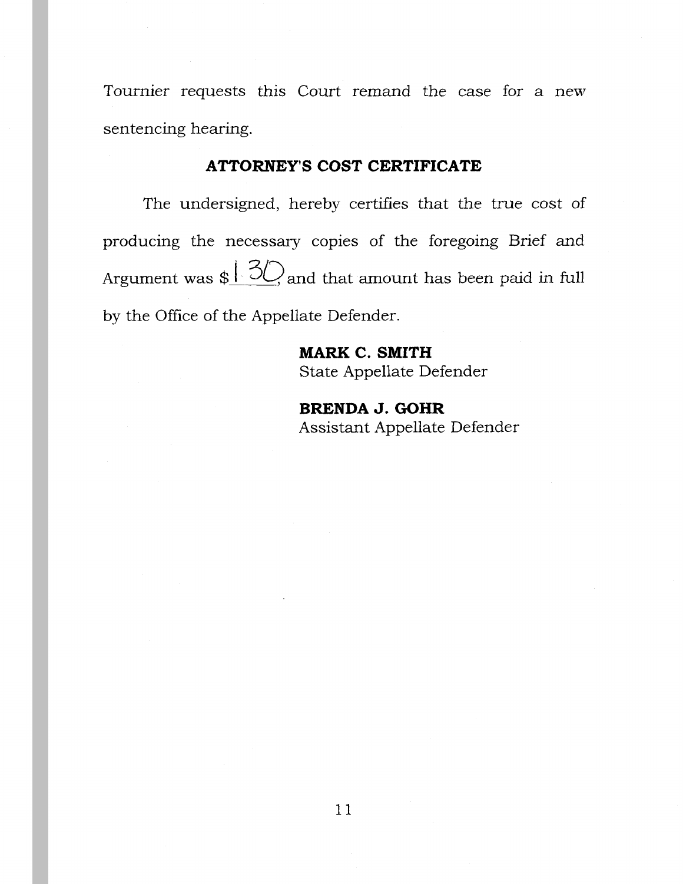Tournier requests this Court remand the case for a new sentencing hearing.

## ATTORNEY'S COST CERTIFICATE

The undersigned, hereby certifies that the true cost of producing the necessary copies of the foregoing Brief and Argument was $1.30, and that amount has been paid in full by the Office of the Appellate Defender.

**MARK C. SMITH**
State Appellate Defender

**BRENDA J. GOHR**
Assistant Appellate Defender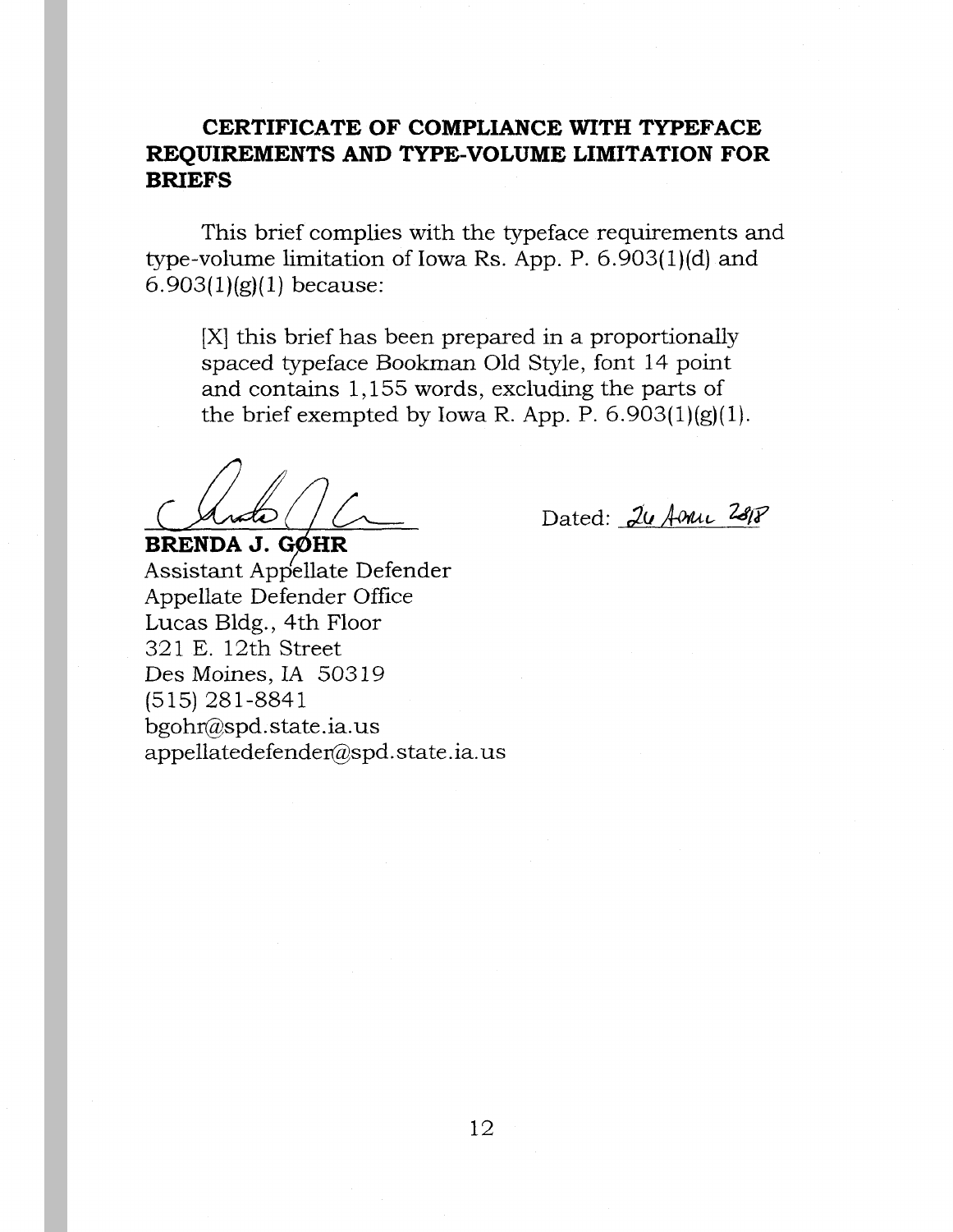**CERTIFICATE OF COMPLIANCE WITH TYPEFACE REQUIREMENTS AND TYPE-VOLUME LIMITATION FOR BRIEFS**

This brief complies with the typeface requirements and type-volume limitation of Iowa Rs. App. P. 6.903(1)(d) and 6.903(1)(g)(1) because:

[X] this brief has been prepared in a proportionally spaced typeface Bookman Old Style, font 14 point and contains 1,155 words, excluding the parts of the brief exempted by Iowa R. App. P. 6.903(1)(g)(1).

Dated: 26 April 2018

**BRENDA J. GOHR**
Assistant Appellate Defender
Appellate Defender Office
Lucas Bldg., 4th Floor
321 E. 12th Street
Des Moines, IA 50319
(515) 281-8841
bgohr@spd.state.ia.us
appellatedefender@spd.state.ia.us